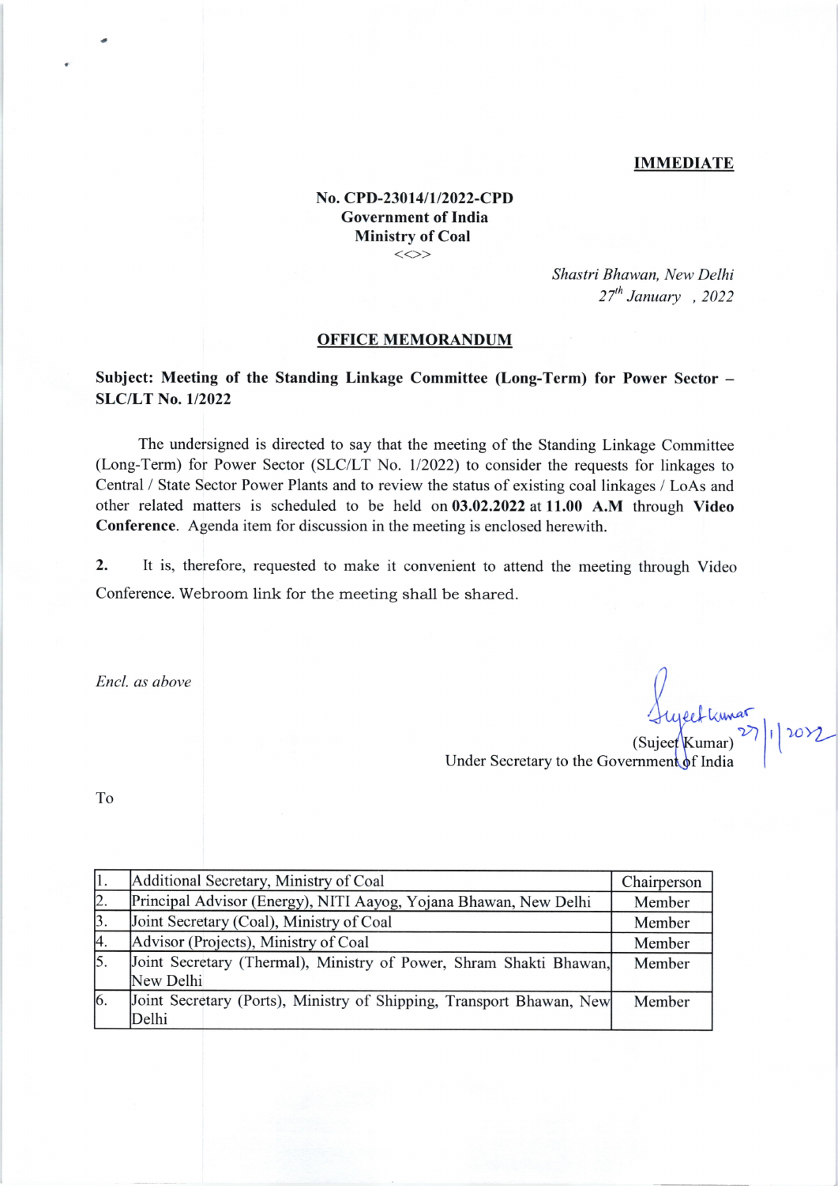**IMMEDIATE**

**No. CPD-23014/1/2022-CPD**
**Government of India**
**Ministry of Coal**
<<>>

*Shastri Bhawan, New Delhi*
*27th January , 2022*

**OFFICE MEMORANDUM**

**Subject: Meeting of the Standing Linkage Committee (Long-Term) for Power Sector – SLC/LT No. 1/2022**

The undersigned is directed to say that the meeting of the Standing Linkage Committee (Long-Term) for Power Sector (SLC/LT No. 1/2022) to consider the requests for linkages to Central / State Sector Power Plants and to review the status of existing coal linkages / LoAs and other related matters is scheduled to be held on **03.02.2022** at **11.00 A.M** through **Video Conference**. Agenda item for discussion in the meeting is enclosed herewith.

**2.** It is, therefore, requested to make it convenient to attend the meeting through Video Conference. Webroom link for the meeting shall be shared.

*Encl. as above*

Sujeet Kumar 27/1/2022
(Sujeet Kumar)
Under Secretary to the Government of India

To

| | | |
|---|---|---|
| 1. | Additional Secretary, Ministry of Coal | Chairperson |
| 2. | Principal Advisor (Energy), NITI Aayog, Yojana Bhawan, New Delhi | Member |
| 3. | Joint Secretary (Coal), Ministry of Coal | Member |
| 4. | Advisor (Projects), Ministry of Coal | Member |
| 5. | Joint Secretary (Thermal), Ministry of Power, Shram Shakti Bhawan, New Delhi | Member |
| 6. | Joint Secretary (Ports), Ministry of Shipping, Transport Bhawan, New Delhi | Member |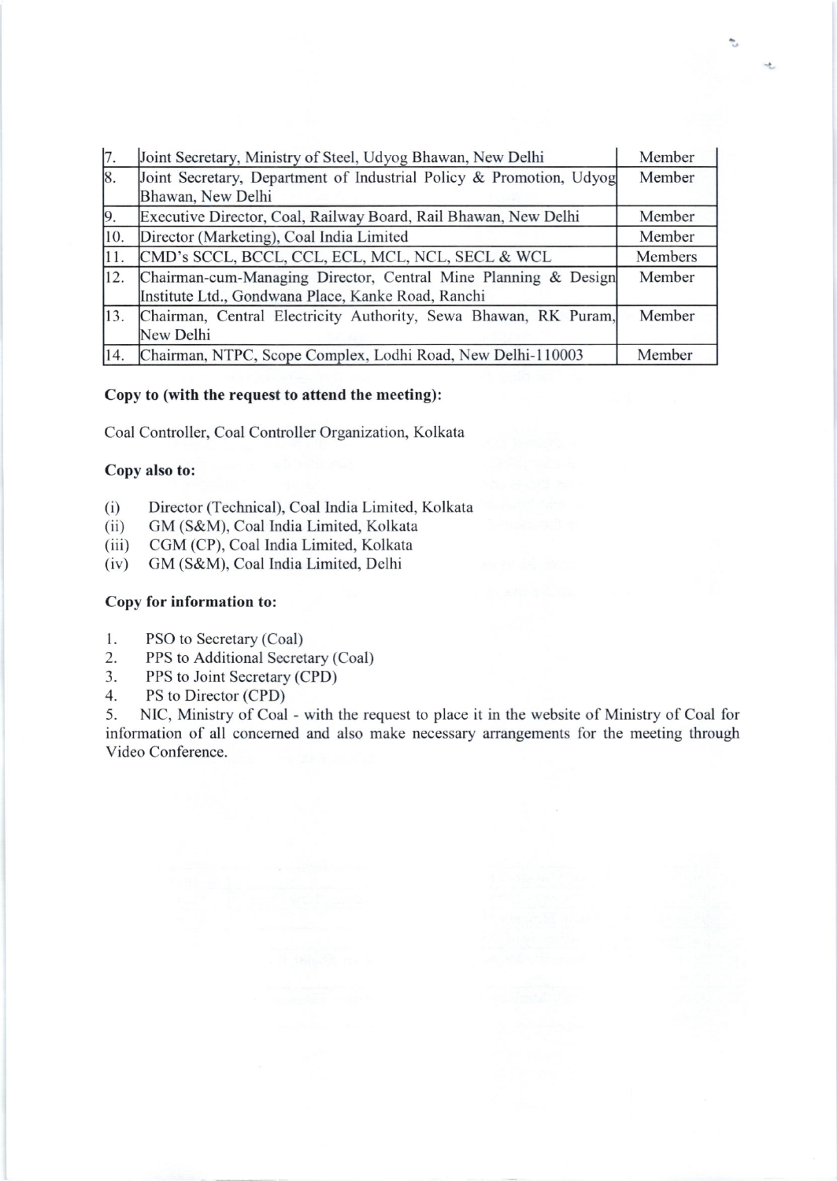| | | |
|---|---|---|
| 7. | Joint Secretary, Ministry of Steel, Udyog Bhawan, New Delhi | Member |
| 8. | Joint Secretary, Department of Industrial Policy & Promotion, Udyog Bhawan, New Delhi | Member |
| 9. | Executive Director, Coal, Railway Board, Rail Bhawan, New Delhi | Member |
| 10. | Director (Marketing), Coal India Limited | Member |
| 11. | CMD's SCCL, BCCL, CCL, ECL, MCL, NCL, SECL & WCL | Members |
| 12. | Chairman-cum-Managing Director, Central Mine Planning & Design Institute Ltd., Gondwana Place, Kanke Road, Ranchi | Member |
| 13. | Chairman, Central Electricity Authority, Sewa Bhawan, RK Puram, New Delhi | Member |
| 14. | Chairman, NTPC, Scope Complex, Lodhi Road, New Delhi-110003 | Member |

**Copy to (with the request to attend the meeting):**

Coal Controller, Coal Controller Organization, Kolkata

**Copy also to:**

(i) Director (Technical), Coal India Limited, Kolkata
(ii) GM (S&M), Coal India Limited, Kolkata
(iii) CGM (CP), Coal India Limited, Kolkata
(iv) GM (S&M), Coal India Limited, Delhi

**Copy for information to:**

1. PSO to Secretary (Coal)
2. PPS to Additional Secretary (Coal)
3. PPS to Joint Secretary (CPD)
4. PS to Director (CPD)
5. NIC, Ministry of Coal - with the request to place it in the website of Ministry of Coal for information of all concerned and also make necessary arrangements for the meeting through Video Conference.